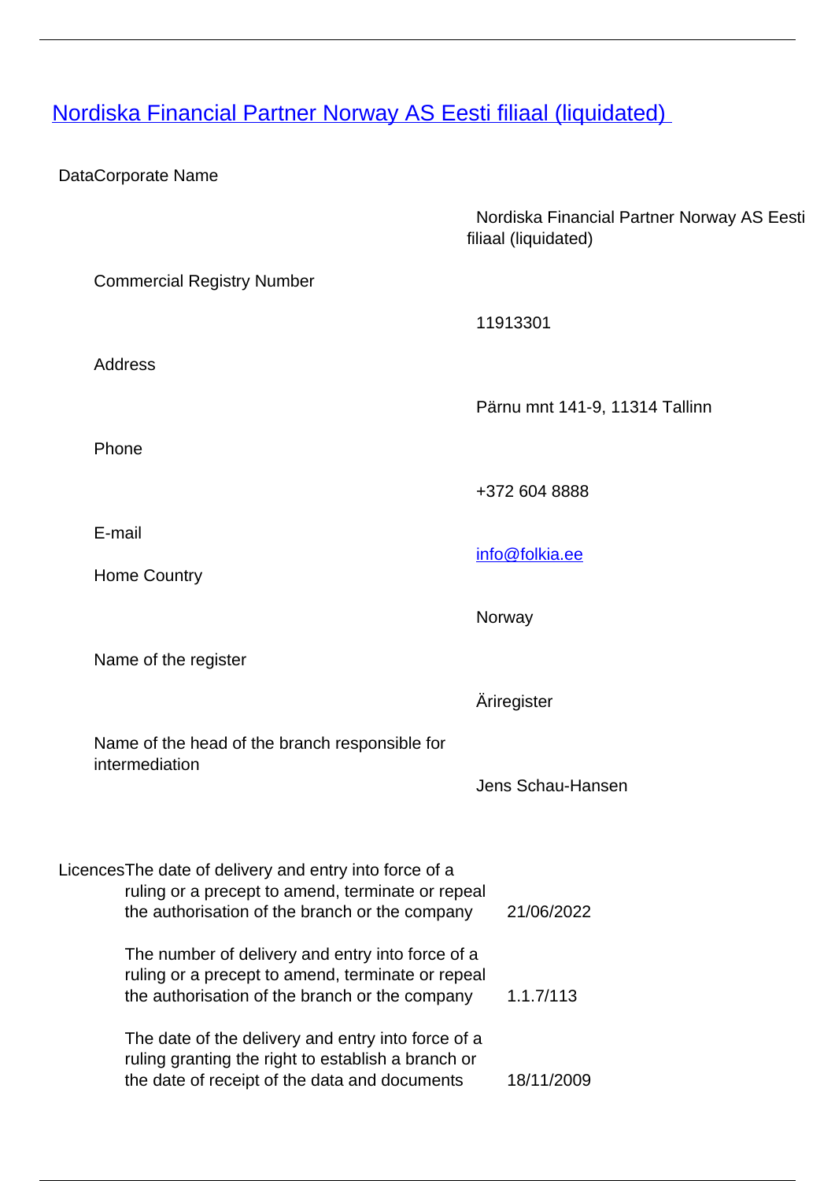# [Nordiska Financial Partner Norway AS Eesti filiaal (liquidated)]()

| Data | | |
|---|---|---|
| Data | Corporate Name | Nordiska Financial Partner Norway AS Eesti filiaal (liquidated) |
| | Commercial Registry Number | 11913301 |
| | Address | Pärnu mnt 141-9, 11314 Tallinn |
| | Phone | +372 604 8888 |
| | E-mail | [info@folkia.ee](mailto:info@folkia.ee) |
| | Home Country | Norway |
| | Name of the register | Äriregister |
| | Name of the head of the branch responsible for intermediation | Jens Schau-Hansen |

| Licences | | |
|---|---|---|
| Licences | The date of delivery and entry into force of a ruling or a precept to amend, terminate or repeal the authorisation of the branch or the company | 21/06/2022 |
| | The number of delivery and entry into force of a ruling or a precept to amend, terminate or repeal the authorisation of the branch or the company | 1.1.7/113 |
| | The date of the delivery and entry into force of a ruling granting the right to establish a branch or the date of receipt of the data and documents | 18/11/2009 |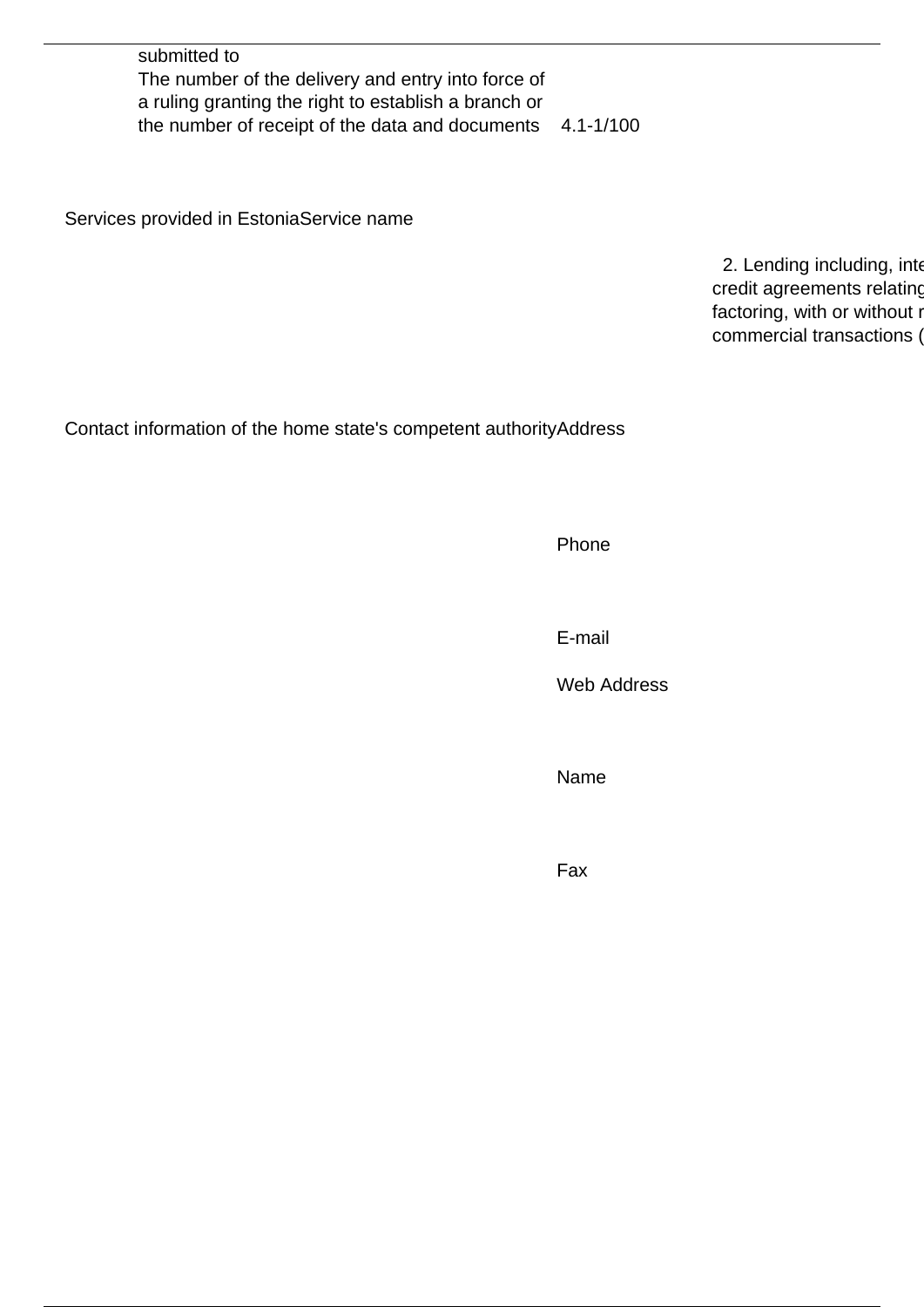| | |
|---|---|
| submitted to<br>The number of the delivery and entry into force of a ruling granting the right to establish a branch or the number of receipt of the data and documents | 4.1-1/100 |

| | | |
|---|---|---|
| Services provided in Estonia | Service name | |
| | | 2. Lending including, inte credit agreements relating factoring, with or without r commercial transactions ( |

| | | |
|---|---|---|
| Contact information of the home state's competent authority | Address | |
| | Phone | |
| | E-mail | |
| | Web Address | |
| | Name | |
| | Fax | |